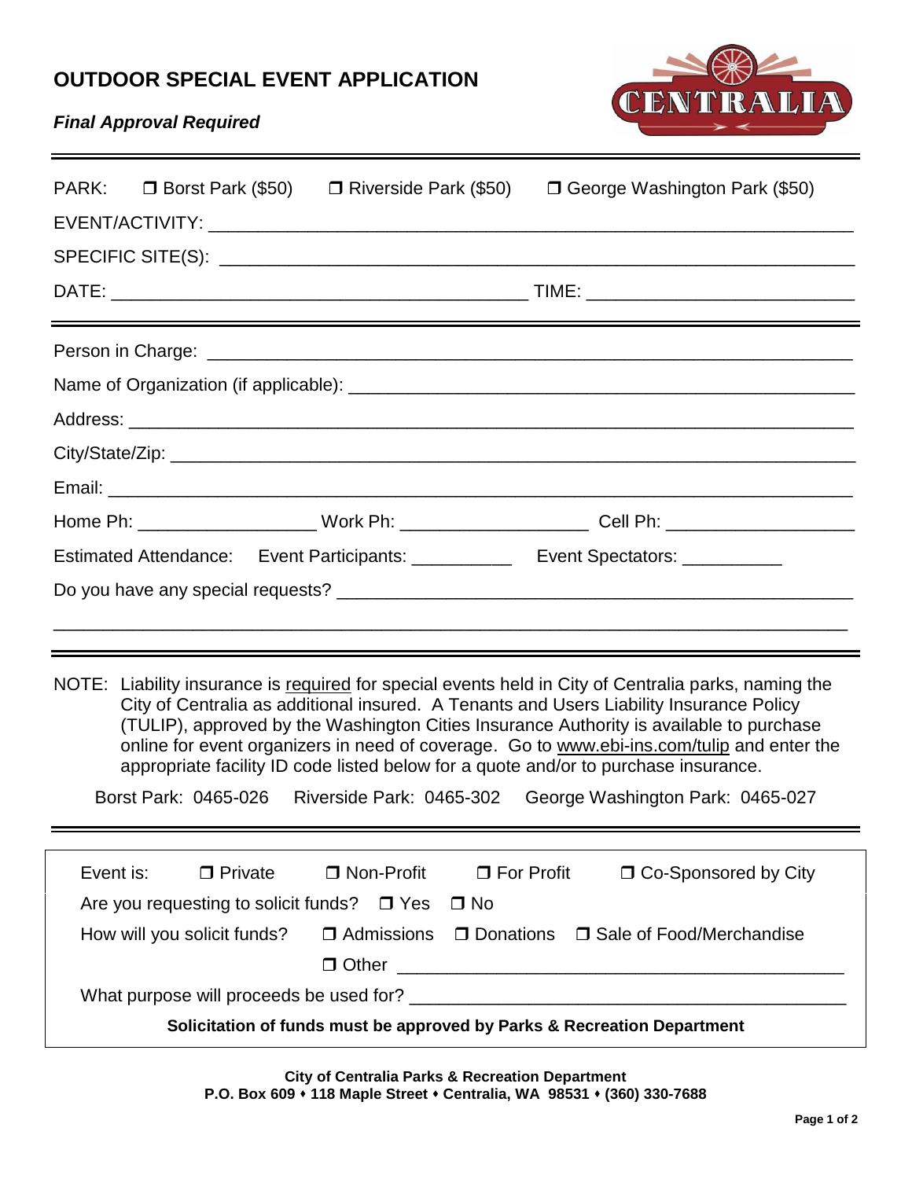# OUTDOOR SPECIAL EVENT APPLICATION

***Final Approval Required***

CENTRALIA

---

PARK: ❒ Borst Park ($50) ❒ Riverside Park ($50) ❒ George Washington Park ($50)

EVENT/ACTIVITY: ______________________________________________________________

SPECIFIC SITE(S): ______________________________________________________________

DATE: ________________________________________ TIME: __________________________

---

Person in Charge: ______________________________________________________________

Name of Organization (if applicable): ___________________________________________

Address: _______________________________________________________________________

City/State/Zip: ________________________________________________________________

Email: _________________________________________________________________________

Home Ph: _________________ Work Ph: __________________ Cell Ph: __________________

Estimated Attendance: Event Participants: __________ Event Spectators: __________

Do you have any special requests? _______________________________________________

________________________________________________________________________________

---

NOTE: Liability insurance is required for special events held in City of Centralia parks, naming the City of Centralia as additional insured. A Tenants and Users Liability Insurance Policy (TULIP), approved by the Washington Cities Insurance Authority is available to purchase online for event organizers in need of coverage. Go to www.ebi-ins.com/tulip and enter the appropriate facility ID code listed below for a quote and/or to purchase insurance.

Borst Park: 0465-026 Riverside Park: 0465-302 George Washington Park: 0465-027

---

Event is: ❒ Private ❒ Non-Profit ❒ For Profit ❒ Co-Sponsored by City

Are you requesting to solicit funds? ❒ Yes ❒ No

How will you solicit funds? ❒ Admissions ❒ Donations ❒ Sale of Food/Merchandise

❒ Other ____________________________________________

What purpose will proceeds be used for? _________________________________________

**Solicitation of funds must be approved by Parks & Recreation Department**

**City of Centralia Parks & Recreation Department**
**P.O. Box 609 ⬩ 118 Maple Street ⬩ Centralia, WA 98531 ⬩ (360) 330-7688**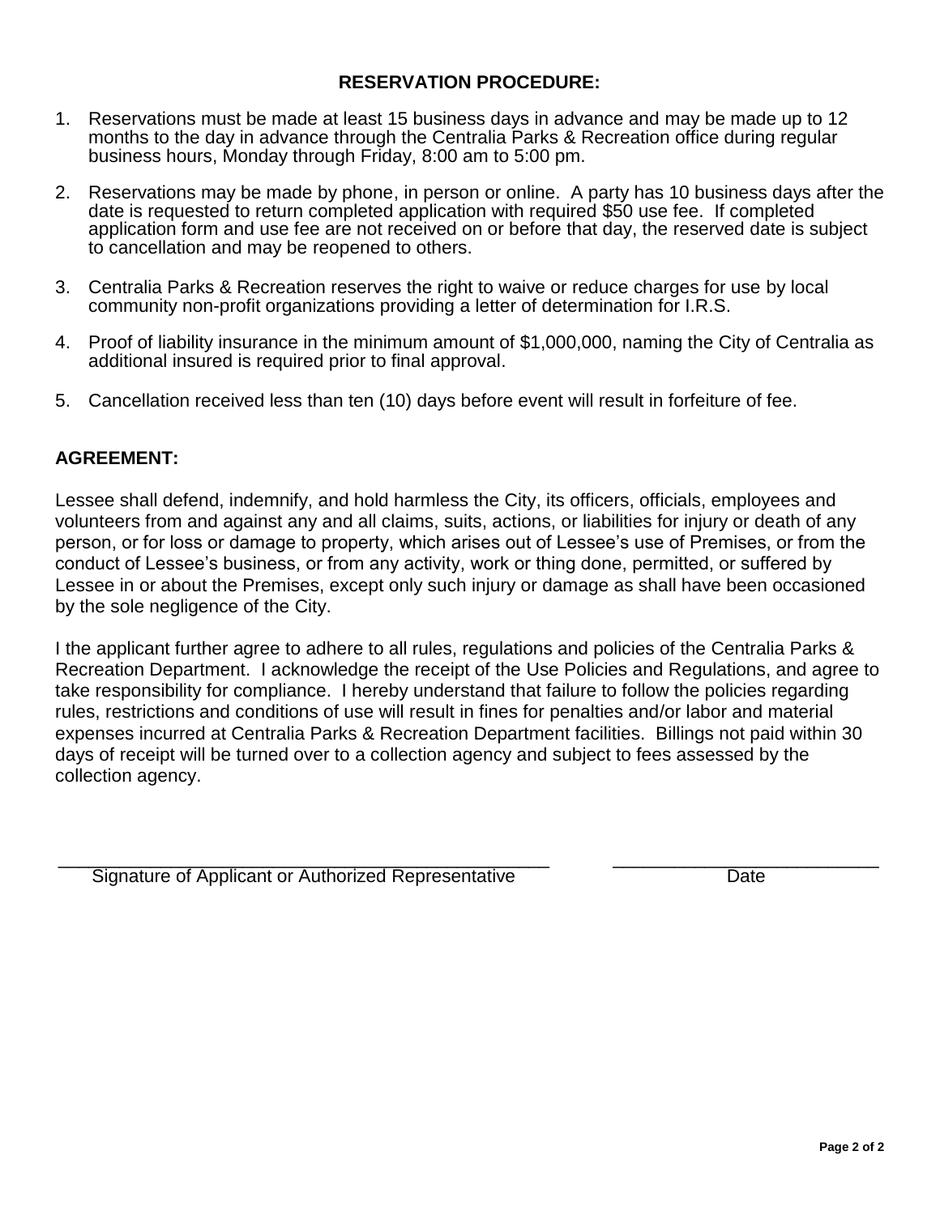## RESERVATION PROCEDURE:

1. Reservations must be made at least 15 business days in advance and may be made up to 12 months to the day in advance through the Centralia Parks & Recreation office during regular business hours, Monday through Friday, 8:00 am to 5:00 pm.

2. Reservations may be made by phone, in person or online. A party has 10 business days after the date is requested to return completed application with required $50 use fee. If completed application form and use fee are not received on or before that day, the reserved date is subject to cancellation and may be reopened to others.

3. Centralia Parks & Recreation reserves the right to waive or reduce charges for use by local community non-profit organizations providing a letter of determination for I.R.S.

4. Proof of liability insurance in the minimum amount of $1,000,000, naming the City of Centralia as additional insured is required prior to final approval.

5. Cancellation received less than ten (10) days before event will result in forfeiture of fee.

## AGREEMENT:

Lessee shall defend, indemnify, and hold harmless the City, its officers, officials, employees and volunteers from and against any and all claims, suits, actions, or liabilities for injury or death of any person, or for loss or damage to property, which arises out of Lessee's use of Premises, or from the conduct of Lessee's business, or from any activity, work or thing done, permitted, or suffered by Lessee in or about the Premises, except only such injury or damage as shall have been occasioned by the sole negligence of the City.

I the applicant further agree to adhere to all rules, regulations and policies of the Centralia Parks & Recreation Department. I acknowledge the receipt of the Use Policies and Regulations, and agree to take responsibility for compliance. I hereby understand that failure to follow the policies regarding rules, restrictions and conditions of use will result in fines for penalties and/or labor and material expenses incurred at Centralia Parks & Recreation Department facilities. Billings not paid within 30 days of receipt will be turned over to a collection agency and subject to fees assessed by the collection agency.

\_\_\_\_\_\_\_\_\_\_\_\_\_\_\_\_\_\_\_\_\_\_\_\_\_\_\_\_\_\_\_\_\_\_\_\_\_\_\_\_\_\_\_\_ &nbsp;&nbsp;&nbsp;&nbsp; \_\_\_\_\_\_\_\_\_\_\_\_\_\_\_\_\_\_\_\_\_\_\_\_\_\_

Signature of Applicant or Authorized Representative &nbsp;&nbsp;&nbsp;&nbsp; Date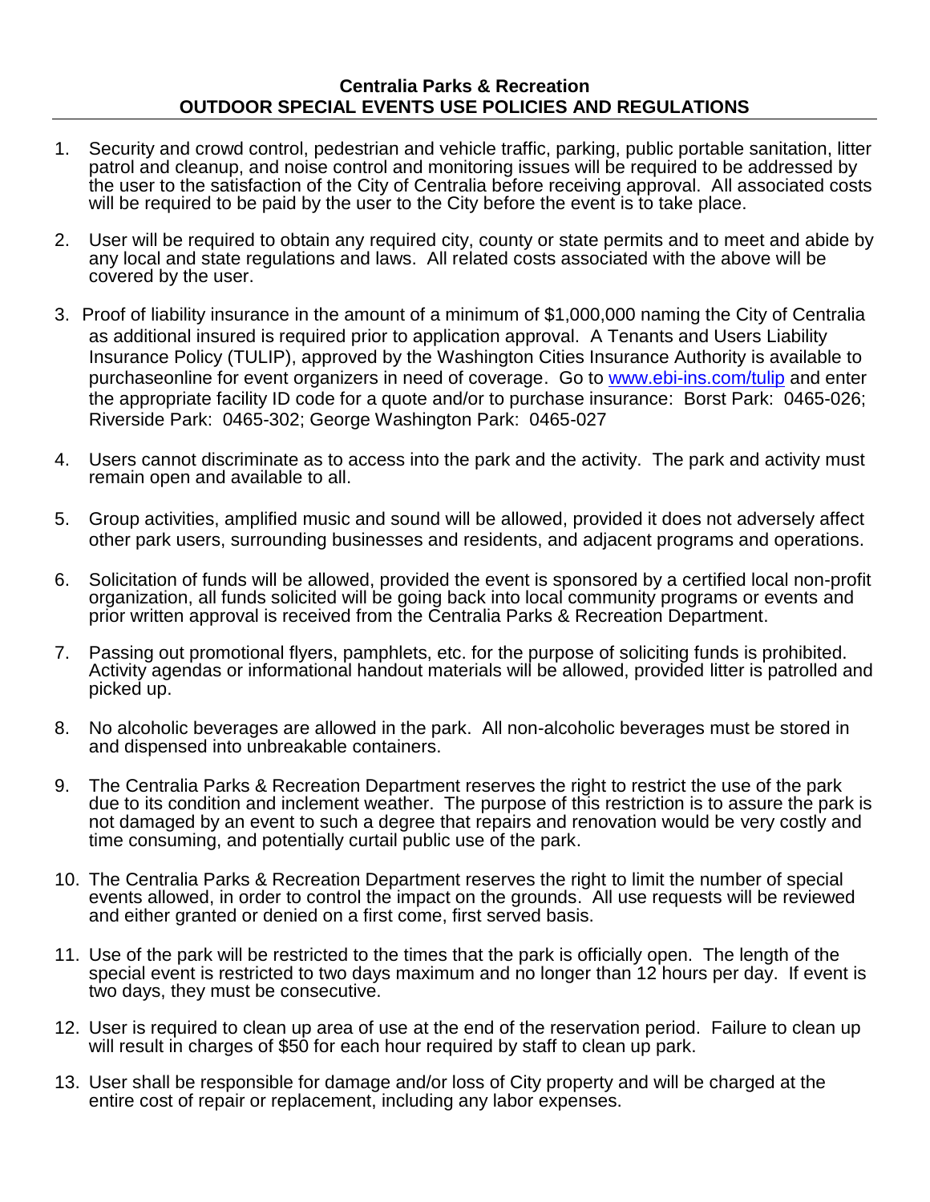**Centralia Parks & Recreation**
**OUTDOOR SPECIAL EVENTS USE POLICIES AND REGULATIONS**

1. Security and crowd control, pedestrian and vehicle traffic, parking, public portable sanitation, litter patrol and cleanup, and noise control and monitoring issues will be required to be addressed by the user to the satisfaction of the City of Centralia before receiving approval. All associated costs will be required to be paid by the user to the City before the event is to take place.

2. User will be required to obtain any required city, county or state permits and to meet and abide by any local and state regulations and laws. All related costs associated with the above will be covered by the user.

3. Proof of liability insurance in the amount of a minimum of $1,000,000 naming the City of Centralia as additional insured is required prior to application approval. A Tenants and Users Liability Insurance Policy (TULIP), approved by the Washington Cities Insurance Authority is available to purchaseonline for event organizers in need of coverage. Go to www.ebi-ins.com/tulip and enter the appropriate facility ID code for a quote and/or to purchase insurance: Borst Park: 0465-026; Riverside Park: 0465-302; George Washington Park: 0465-027

4. Users cannot discriminate as to access into the park and the activity. The park and activity must remain open and available to all.

5. Group activities, amplified music and sound will be allowed, provided it does not adversely affect other park users, surrounding businesses and residents, and adjacent programs and operations.

6. Solicitation of funds will be allowed, provided the event is sponsored by a certified local non-profit organization, all funds solicited will be going back into local community programs or events and prior written approval is received from the Centralia Parks & Recreation Department.

7. Passing out promotional flyers, pamphlets, etc. for the purpose of soliciting funds is prohibited. Activity agendas or informational handout materials will be allowed, provided litter is patrolled and picked up.

8. No alcoholic beverages are allowed in the park. All non-alcoholic beverages must be stored in and dispensed into unbreakable containers.

9. The Centralia Parks & Recreation Department reserves the right to restrict the use of the park due to its condition and inclement weather. The purpose of this restriction is to assure the park is not damaged by an event to such a degree that repairs and renovation would be very costly and time consuming, and potentially curtail public use of the park.

10. The Centralia Parks & Recreation Department reserves the right to limit the number of special events allowed, in order to control the impact on the grounds. All use requests will be reviewed and either granted or denied on a first come, first served basis.

11. Use of the park will be restricted to the times that the park is officially open. The length of the special event is restricted to two days maximum and no longer than 12 hours per day. If event is two days, they must be consecutive.

12. User is required to clean up area of use at the end of the reservation period. Failure to clean up will result in charges of $50 for each hour required by staff to clean up park.

13. User shall be responsible for damage and/or loss of City property and will be charged at the entire cost of repair or replacement, including any labor expenses.